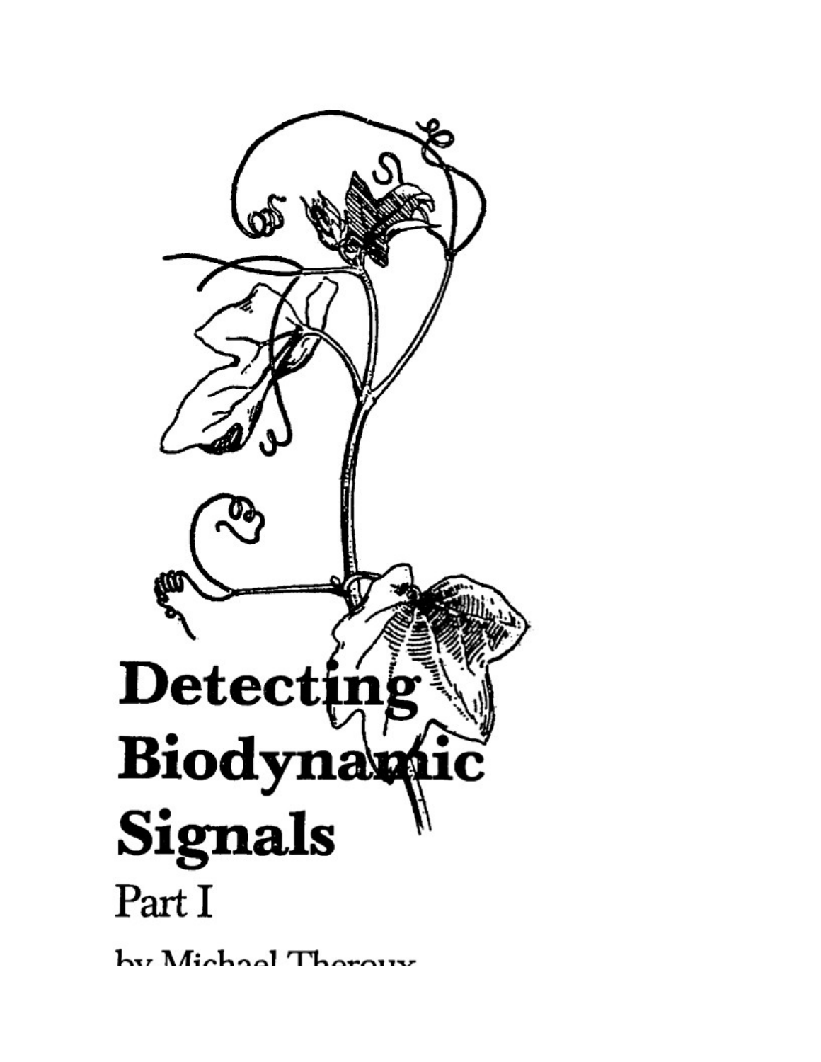# Detecting Biodynamic Signals

## Part I

by Michael Theroux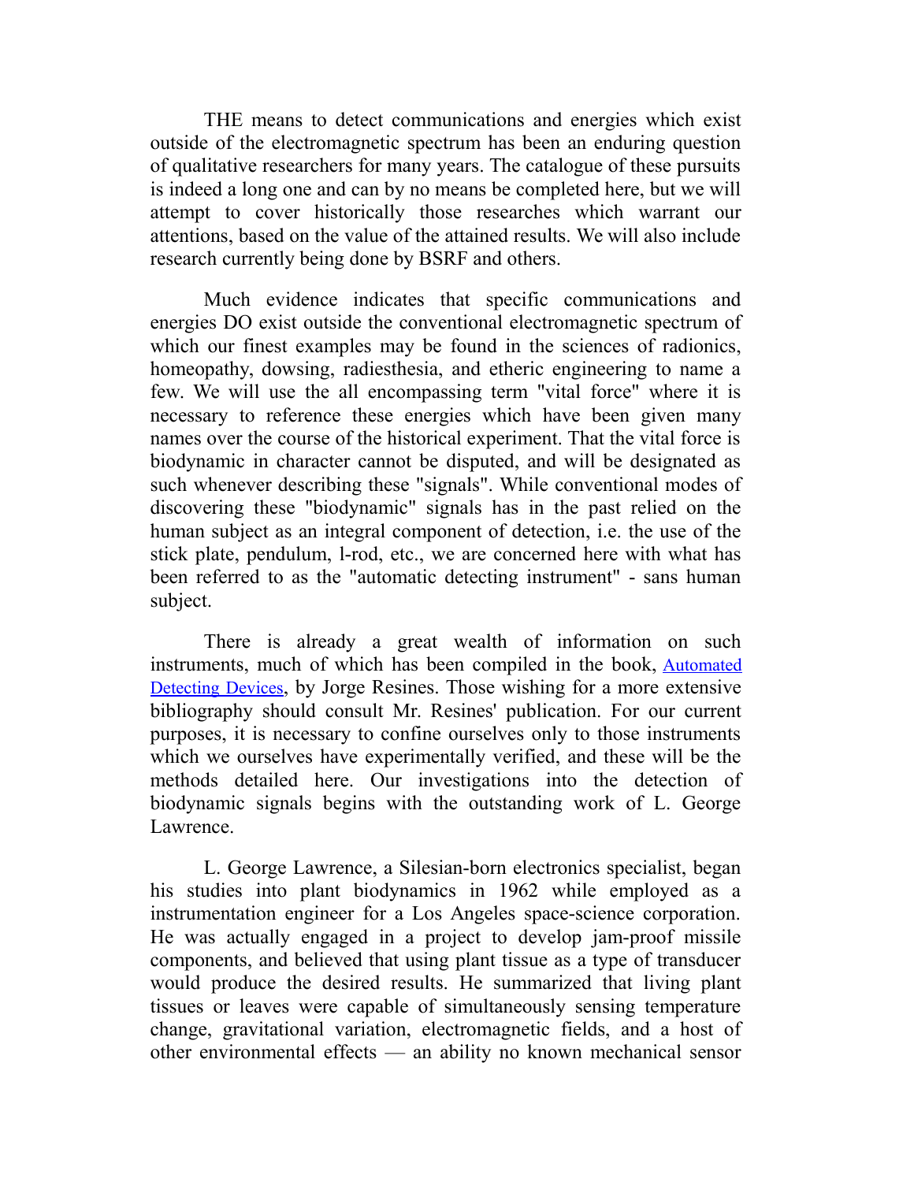THE means to detect communications and energies which exist outside of the electromagnetic spectrum has been an enduring question of qualitative researchers for many years. The catalogue of these pursuits is indeed a long one and can by no means be completed here, but we will attempt to cover historically those researches which warrant our attentions, based on the value of the attained results. We will also include research currently being done by BSRF and others.

Much evidence indicates that specific communications and energies DO exist outside the conventional electromagnetic spectrum of which our finest examples may be found in the sciences of radionics, homeopathy, dowsing, radiesthesia, and etheric engineering to name a few. We will use the all encompassing term "vital force" where it is necessary to reference these energies which have been given many names over the course of the historical experiment. That the vital force is biodynamic in character cannot be disputed, and will be designated as such whenever describing these "signals". While conventional modes of discovering these "biodynamic" signals has in the past relied on the human subject as an integral component of detection, i.e. the use of the stick plate, pendulum, l-rod, etc., we are concerned here with what has been referred to as the "automatic detecting instrument" - sans human subject.

There is already a great wealth of information on such instruments, much of which has been compiled in the book, Automated Detecting Devices, by Jorge Resines. Those wishing for a more extensive bibliography should consult Mr. Resines' publication. For our current purposes, it is necessary to confine ourselves only to those instruments which we ourselves have experimentally verified, and these will be the methods detailed here. Our investigations into the detection of biodynamic signals begins with the outstanding work of L. George Lawrence.

L. George Lawrence, a Silesian-born electronics specialist, began his studies into plant biodynamics in 1962 while employed as a instrumentation engineer for a Los Angeles space-science corporation. He was actually engaged in a project to develop jam-proof missile components, and believed that using plant tissue as a type of transducer would produce the desired results. He summarized that living plant tissues or leaves were capable of simultaneously sensing temperature change, gravitational variation, electromagnetic fields, and a host of other environmental effects — an ability no known mechanical sensor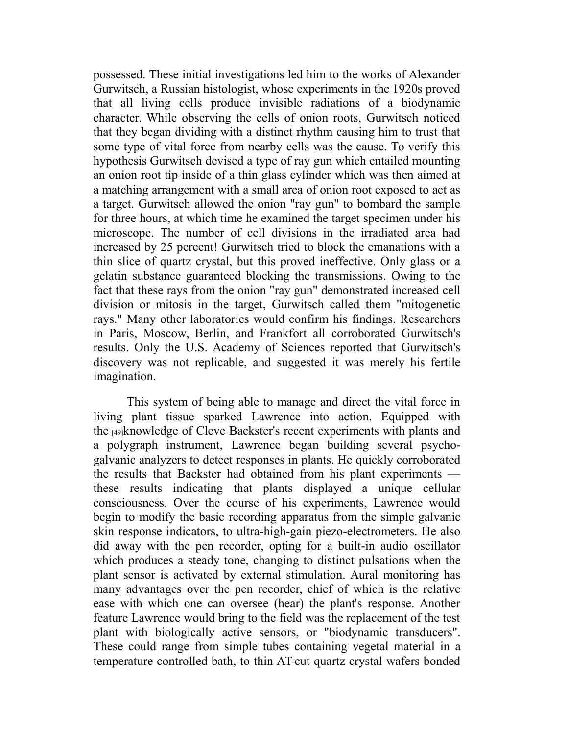possessed. These initial investigations led him to the works of Alexander Gurwitsch, a Russian histologist, whose experiments in the 1920s proved that all living cells produce invisible radiations of a biodynamic character. While observing the cells of onion roots, Gurwitsch noticed that they began dividing with a distinct rhythm causing him to trust that some type of vital force from nearby cells was the cause. To verify this hypothesis Gurwitsch devised a type of ray gun which entailed mounting an onion root tip inside of a thin glass cylinder which was then aimed at a matching arrangement with a small area of onion root exposed to act as a target. Gurwitsch allowed the onion "ray gun" to bombard the sample for three hours, at which time he examined the target specimen under his microscope. The number of cell divisions in the irradiated area had increased by 25 percent! Gurwitsch tried to block the emanations with a thin slice of quartz crystal, but this proved ineffective. Only glass or a gelatin substance guaranteed blocking the transmissions. Owing to the fact that these rays from the onion "ray gun" demonstrated increased cell division or mitosis in the target, Gurwitsch called them "mitogenetic rays." Many other laboratories would confirm his findings. Researchers in Paris, Moscow, Berlin, and Frankfort all corroborated Gurwitsch's results. Only the U.S. Academy of Sciences reported that Gurwitsch's discovery was not replicable, and suggested it was merely his fertile imagination.

This system of being able to manage and direct the vital force in living plant tissue sparked Lawrence into action. Equipped with the [49]knowledge of Cleve Backster's recent experiments with plants and a polygraph instrument, Lawrence began building several psycho-galvanic analyzers to detect responses in plants. He quickly corroborated the results that Backster had obtained from his plant experiments — these results indicating that plants displayed a unique cellular consciousness. Over the course of his experiments, Lawrence would begin to modify the basic recording apparatus from the simple galvanic skin response indicators, to ultra-high-gain piezo-electrometers. He also did away with the pen recorder, opting for a built-in audio oscillator which produces a steady tone, changing to distinct pulsations when the plant sensor is activated by external stimulation. Aural monitoring has many advantages over the pen recorder, chief of which is the relative ease with which one can oversee (hear) the plant's response. Another feature Lawrence would bring to the field was the replacement of the test plant with biologically active sensors, or "biodynamic transducers". These could range from simple tubes containing vegetal material in a temperature controlled bath, to thin AT-cut quartz crystal wafers bonded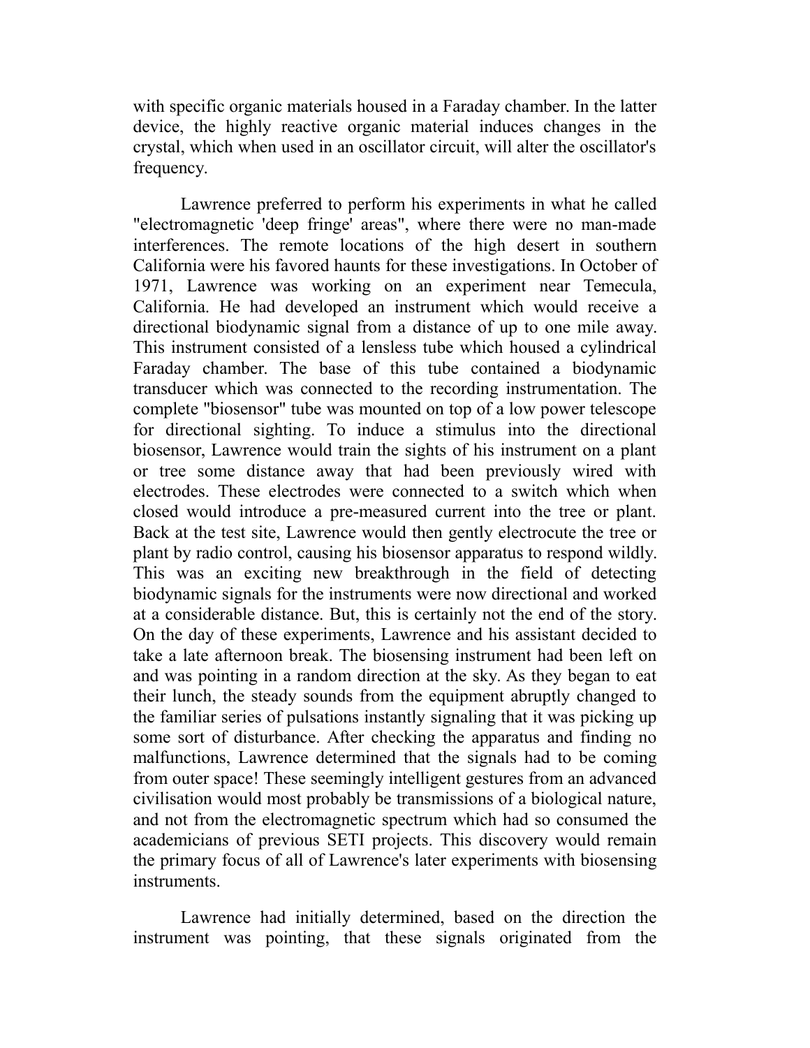with specific organic materials housed in a Faraday chamber. In the latter device, the highly reactive organic material induces changes in the crystal, which when used in an oscillator circuit, will alter the oscillator's frequency.

Lawrence preferred to perform his experiments in what he called "electromagnetic 'deep fringe' areas", where there were no man-made interferences. The remote locations of the high desert in southern California were his favored haunts for these investigations. In October of 1971, Lawrence was working on an experiment near Temecula, California. He had developed an instrument which would receive a directional biodynamic signal from a distance of up to one mile away. This instrument consisted of a lensless tube which housed a cylindrical Faraday chamber. The base of this tube contained a biodynamic transducer which was connected to the recording instrumentation. The complete "biosensor" tube was mounted on top of a low power telescope for directional sighting. To induce a stimulus into the directional biosensor, Lawrence would train the sights of his instrument on a plant or tree some distance away that had been previously wired with electrodes. These electrodes were connected to a switch which when closed would introduce a pre-measured current into the tree or plant. Back at the test site, Lawrence would then gently electrocute the tree or plant by radio control, causing his biosensor apparatus to respond wildly. This was an exciting new breakthrough in the field of detecting biodynamic signals for the instruments were now directional and worked at a considerable distance. But, this is certainly not the end of the story. On the day of these experiments, Lawrence and his assistant decided to take a late afternoon break. The biosensing instrument had been left on and was pointing in a random direction at the sky. As they began to eat their lunch, the steady sounds from the equipment abruptly changed to the familiar series of pulsations instantly signaling that it was picking up some sort of disturbance. After checking the apparatus and finding no malfunctions, Lawrence determined that the signals had to be coming from outer space! These seemingly intelligent gestures from an advanced civilisation would most probably be transmissions of a biological nature, and not from the electromagnetic spectrum which had so consumed the academicians of previous SETI projects. This discovery would remain the primary focus of all of Lawrence's later experiments with biosensing instruments.

Lawrence had initially determined, based on the direction the instrument was pointing, that these signals originated from the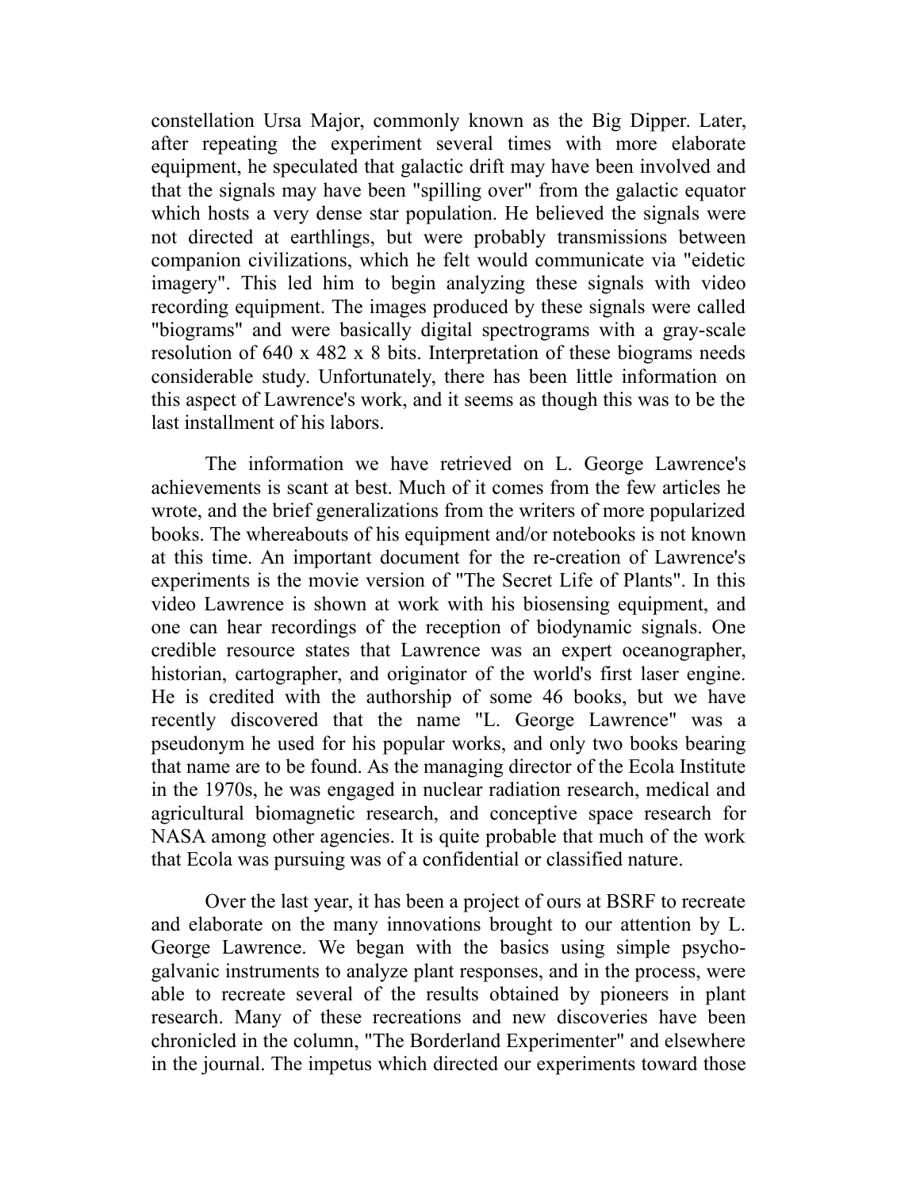constellation Ursa Major, commonly known as the Big Dipper. Later, after repeating the experiment several times with more elaborate equipment, he speculated that galactic drift may have been involved and that the signals may have been "spilling over" from the galactic equator which hosts a very dense star population. He believed the signals were not directed at earthlings, but were probably transmissions between companion civilizations, which he felt would communicate via "eidetic imagery". This led him to begin analyzing these signals with video recording equipment. The images produced by these signals were called "biograms" and were basically digital spectrograms with a gray-scale resolution of 640 x 482 x 8 bits. Interpretation of these biograms needs considerable study. Unfortunately, there has been little information on this aspect of Lawrence's work, and it seems as though this was to be the last installment of his labors.

The information we have retrieved on L. George Lawrence's achievements is scant at best. Much of it comes from the few articles he wrote, and the brief generalizations from the writers of more popularized books. The whereabouts of his equipment and/or notebooks is not known at this time. An important document for the re-creation of Lawrence's experiments is the movie version of "The Secret Life of Plants". In this video Lawrence is shown at work with his biosensing equipment, and one can hear recordings of the reception of biodynamic signals. One credible resource states that Lawrence was an expert oceanographer, historian, cartographer, and originator of the world's first laser engine. He is credited with the authorship of some 46 books, but we have recently discovered that the name "L. George Lawrence" was a pseudonym he used for his popular works, and only two books bearing that name are to be found. As the managing director of the Ecola Institute in the 1970s, he was engaged in nuclear radiation research, medical and agricultural biomagnetic research, and conceptive space research for NASA among other agencies. It is quite probable that much of the work that Ecola was pursuing was of a confidential or classified nature.

Over the last year, it has been a project of ours at BSRF to recreate and elaborate on the many innovations brought to our attention by L. George Lawrence. We began with the basics using simple psycho-galvanic instruments to analyze plant responses, and in the process, were able to recreate several of the results obtained by pioneers in plant research. Many of these recreations and new discoveries have been chronicled in the column, "The Borderland Experimenter" and elsewhere in the journal. The impetus which directed our experiments toward those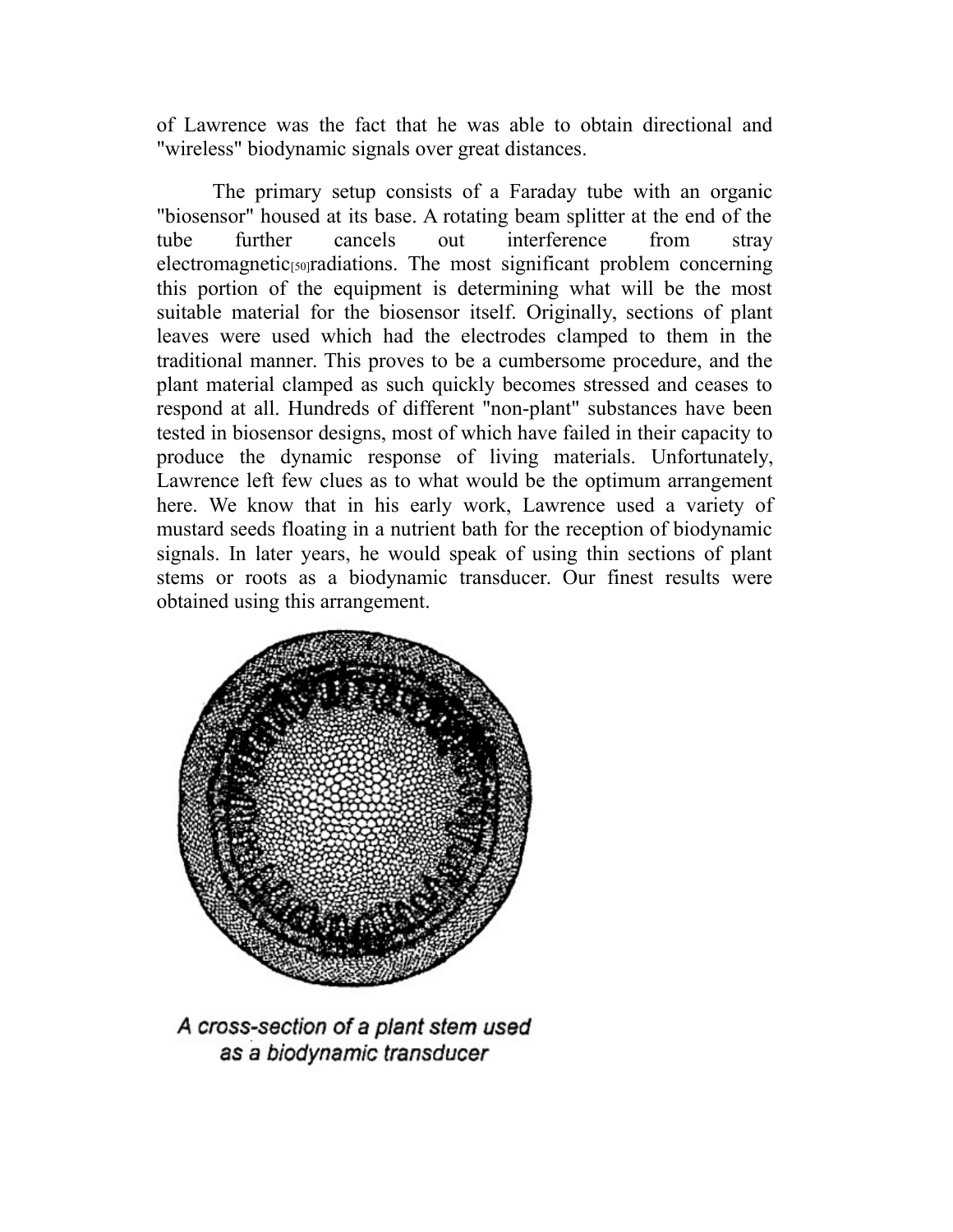of Lawrence was the fact that he was able to obtain directional and "wireless" biodynamic signals over great distances.

The primary setup consists of a Faraday tube with an organic "biosensor" housed at its base. A rotating beam splitter at the end of the tube further cancels out interference from stray electromagnetic[50]radiations. The most significant problem concerning this portion of the equipment is determining what will be the most suitable material for the biosensor itself. Originally, sections of plant leaves were used which had the electrodes clamped to them in the traditional manner. This proves to be a cumbersome procedure, and the plant material clamped as such quickly becomes stressed and ceases to respond at all. Hundreds of different "non-plant" substances have been tested in biosensor designs, most of which have failed in their capacity to produce the dynamic response of living materials. Unfortunately, Lawrence left few clues as to what would be the optimum arrangement here. We know that in his early work, Lawrence used a variety of mustard seeds floating in a nutrient bath for the reception of biodynamic signals. In later years, he would speak of using thin sections of plant stems or roots as a biodynamic transducer. Our finest results were obtained using this arrangement.

*A cross-section of a plant stem used as a biodynamic transducer*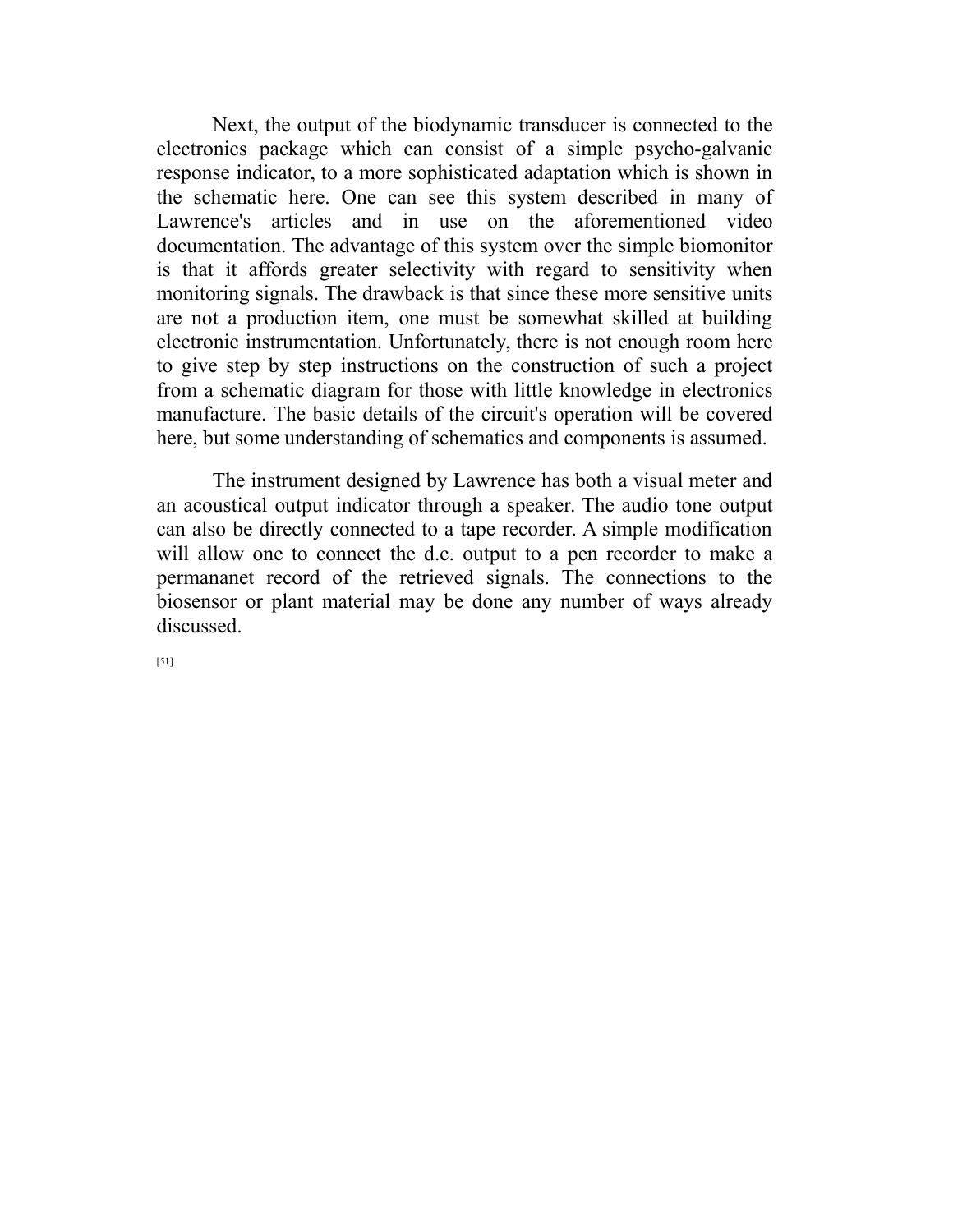Next, the output of the biodynamic transducer is connected to the electronics package which can consist of a simple psycho-galvanic response indicator, to a more sophisticated adaptation which is shown in the schematic here. One can see this system described in many of Lawrence's articles and in use on the aforementioned video documentation. The advantage of this system over the simple biomonitor is that it affords greater selectivity with regard to sensitivity when monitoring signals. The drawback is that since these more sensitive units are not a production item, one must be somewhat skilled at building electronic instrumentation. Unfortunately, there is not enough room here to give step by step instructions on the construction of such a project from a schematic diagram for those with little knowledge in electronics manufacture. The basic details of the circuit's operation will be covered here, but some understanding of schematics and components is assumed.

The instrument designed by Lawrence has both a visual meter and an acoustical output indicator through a speaker. The audio tone output can also be directly connected to a tape recorder. A simple modification will allow one to connect the d.c. output to a pen recorder to make a permananet record of the retrieved signals. The connections to the biosensor or plant material may be done any number of ways already discussed.

[51]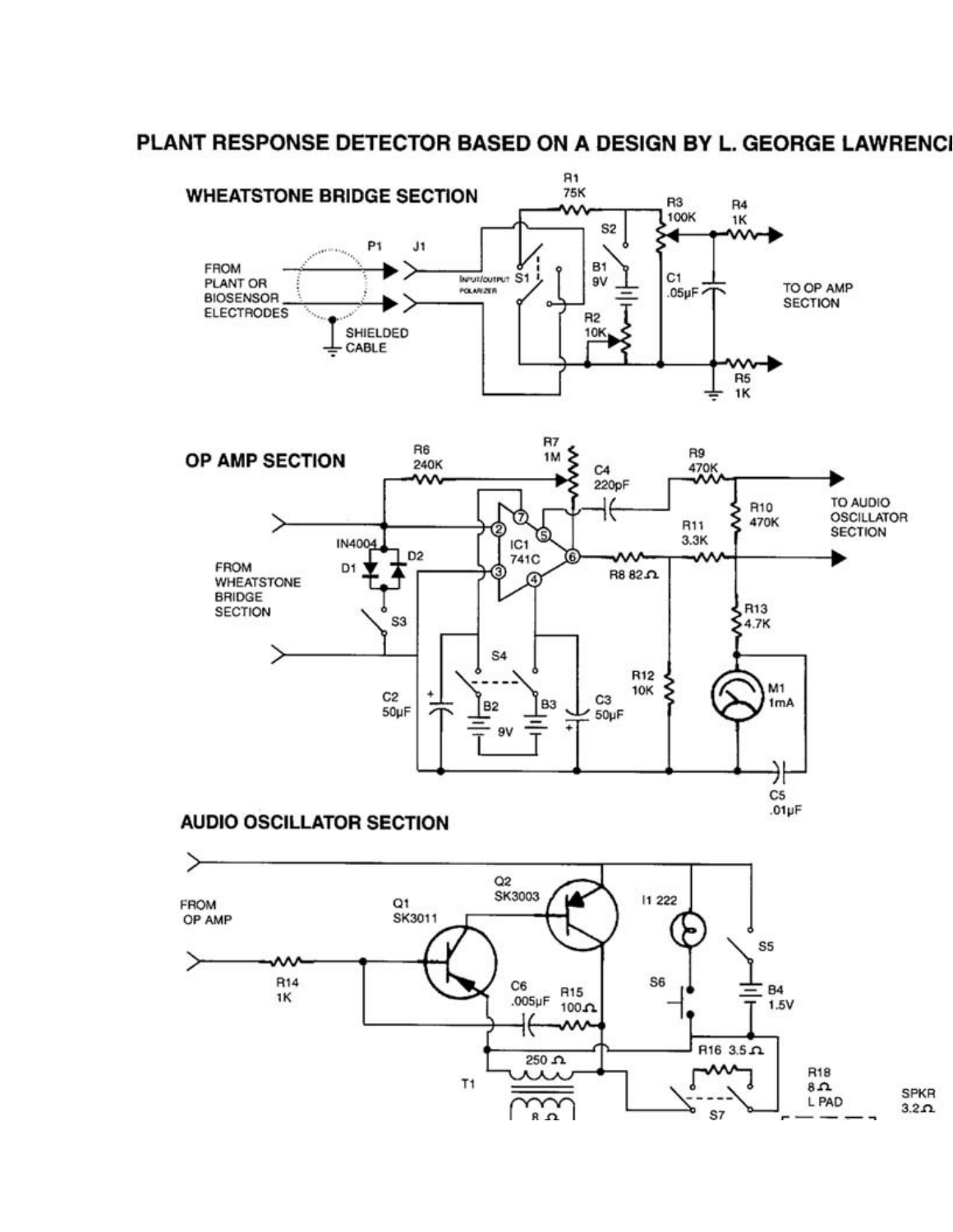# PLANT RESPONSE DETECTOR BASED ON A DESIGN BY L. GEORGE LAWRENCE

## WHEATSTONE BRIDGE SECTION

## OP AMP SECTION

## AUDIO OSCILLATOR SECTION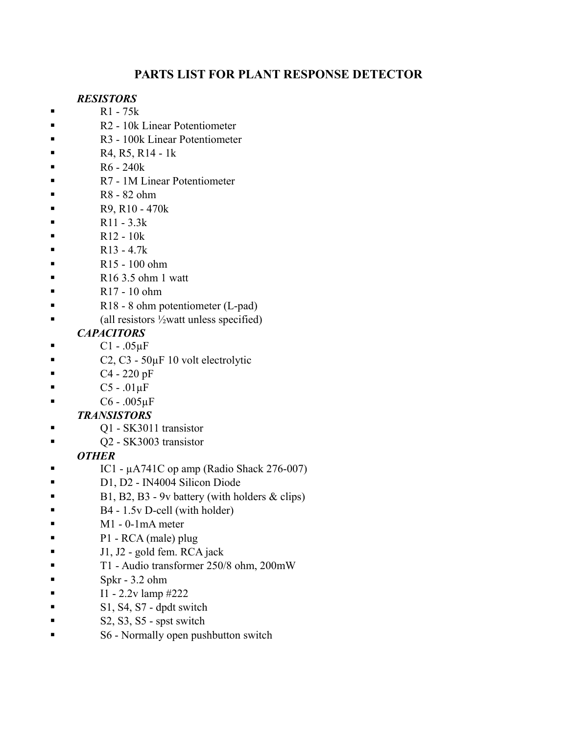# PARTS LIST FOR PLANT RESPONSE DETECTOR

***RESISTORS***

- R1 - 75k
- R2 - 10k Linear Potentiometer
- R3 - 100k Linear Potentiometer
- R4, R5, R14 - 1k
- R6 - 240k
- R7 - 1M Linear Potentiometer
- R8 - 82 ohm
- R9, R10 - 470k
- R11 - 3.3k
- R12 - 10k
- R13 - 4.7k
- R15 - 100 ohm
- R16 3.5 ohm 1 watt
- R17 - 10 ohm
- R18 - 8 ohm potentiometer (L-pad)
- (all resistors ½watt unless specified)

***CAPACITORS***

- C1 - .05µF
- C2, C3 - 50µF 10 volt electrolytic
- C4 - 220 pF
- C5 - .01µF
- C6 - .005µF

***TRANSISTORS***

- Q1 - SK3011 transistor
- Q2 - SK3003 transistor

***OTHER***

- IC1 - µA741C op amp (Radio Shack 276-007)
- D1, D2 - IN4004 Silicon Diode
- B1, B2, B3 - 9v battery (with holders & clips)
- B4 - 1.5v D-cell (with holder)
- M1 - 0-1mA meter
- P1 - RCA (male) plug
- J1, J2 - gold fem. RCA jack
- T1 - Audio transformer 250/8 ohm, 200mW
- Spkr - 3.2 ohm
- I1 - 2.2v lamp #222
- S1, S4, S7 - dpdt switch
- S2, S3, S5 - spst switch
- S6 - Normally open pushbutton switch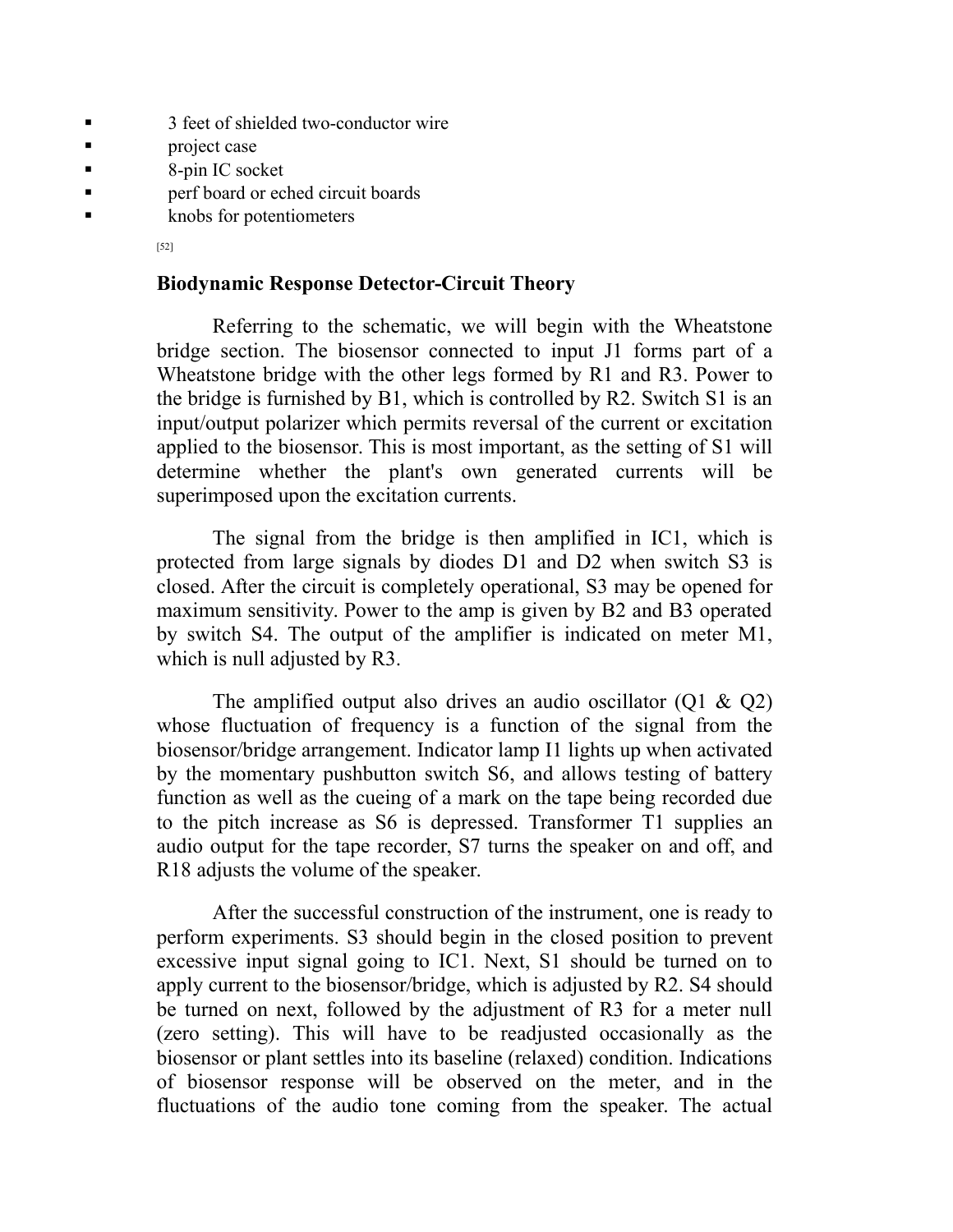- 3 feet of shielded two-conductor wire
- project case
- 8-pin IC socket
- perf board or eched circuit boards
- knobs for potentiometers

[52]

### Biodynamic Response Detector-Circuit Theory

Referring to the schematic, we will begin with the Wheatstone bridge section. The biosensor connected to input J1 forms part of a Wheatstone bridge with the other legs formed by R1 and R3. Power to the bridge is furnished by B1, which is controlled by R2. Switch S1 is an input/output polarizer which permits reversal of the current or excitation applied to the biosensor. This is most important, as the setting of S1 will determine whether the plant's own generated currents will be superimposed upon the excitation currents.

The signal from the bridge is then amplified in IC1, which is protected from large signals by diodes D1 and D2 when switch S3 is closed. After the circuit is completely operational, S3 may be opened for maximum sensitivity. Power to the amp is given by B2 and B3 operated by switch S4. The output of the amplifier is indicated on meter M1, which is null adjusted by R3.

The amplified output also drives an audio oscillator (Q1 & Q2) whose fluctuation of frequency is a function of the signal from the biosensor/bridge arrangement. Indicator lamp I1 lights up when activated by the momentary pushbutton switch S6, and allows testing of battery function as well as the cueing of a mark on the tape being recorded due to the pitch increase as S6 is depressed. Transformer T1 supplies an audio output for the tape recorder, S7 turns the speaker on and off, and R18 adjusts the volume of the speaker.

After the successful construction of the instrument, one is ready to perform experiments. S3 should begin in the closed position to prevent excessive input signal going to IC1. Next, S1 should be turned on to apply current to the biosensor/bridge, which is adjusted by R2. S4 should be turned on next, followed by the adjustment of R3 for a meter null (zero setting). This will have to be readjusted occasionally as the biosensor or plant settles into its baseline (relaxed) condition. Indications of biosensor response will be observed on the meter, and in the fluctuations of the audio tone coming from the speaker. The actual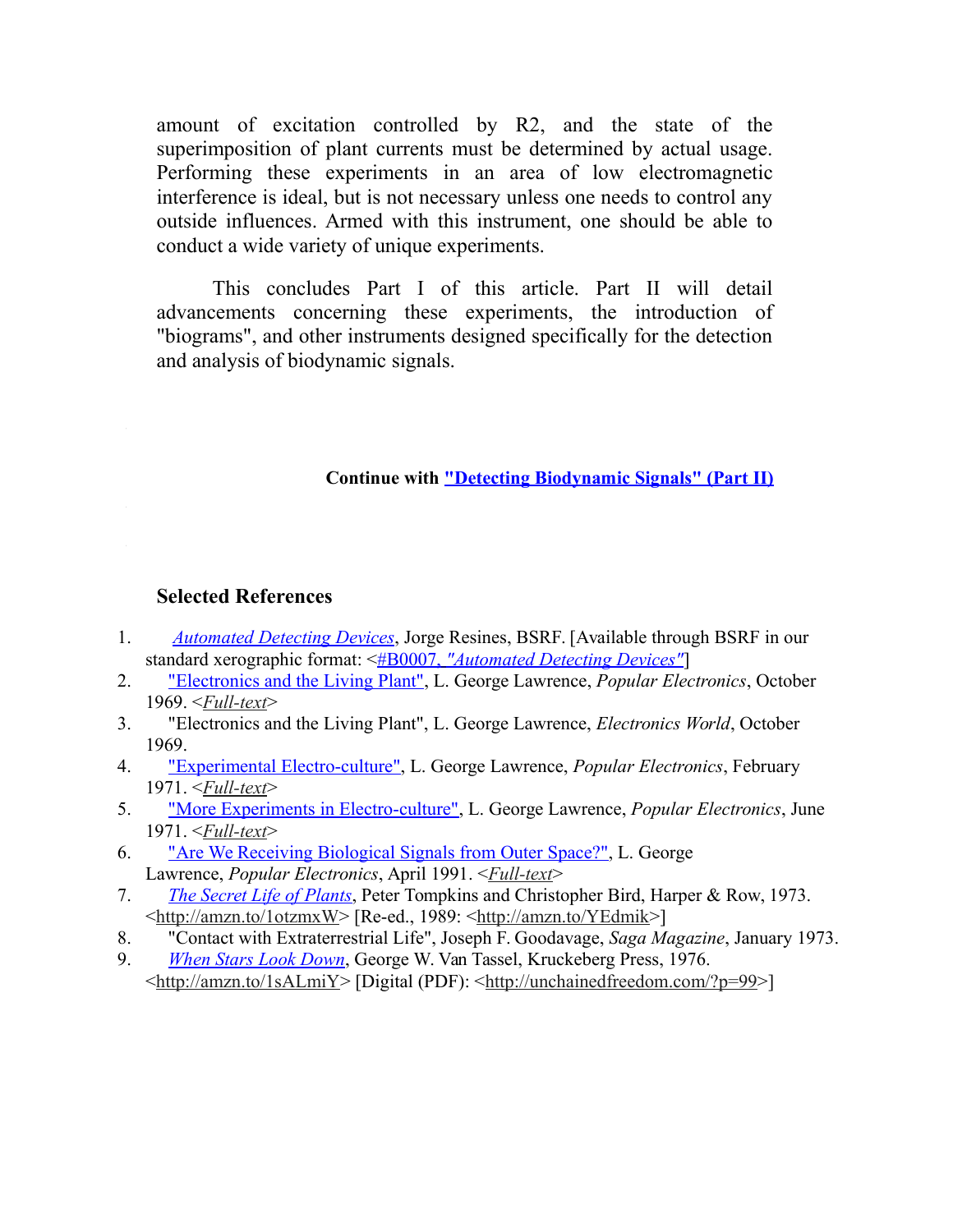amount of excitation controlled by R2, and the state of the superimposition of plant currents must be determined by actual usage. Performing these experiments in an area of low electromagnetic interference is ideal, but is not necessary unless one needs to control any outside influences. Armed with this instrument, one should be able to conduct a wide variety of unique experiments.

This concludes Part I of this article. Part II will detail advancements concerning these experiments, the introduction of "biograms", and other instruments designed specifically for the detection and analysis of biodynamic signals.

**Continue with "Detecting Biodynamic Signals" (Part II)**

### Selected References

1. *Automated Detecting Devices*, Jorge Resines, BSRF. [Available through BSRF in our standard xerographic format: <#B0007, *"Automated Detecting Devices"*]
2. "Electronics and the Living Plant", L. George Lawrence, *Popular Electronics*, October 1969. <*Full-text*>
3. "Electronics and the Living Plant", L. George Lawrence, *Electronics World*, October 1969.
4. "Experimental Electro-culture", L. George Lawrence, *Popular Electronics*, February 1971. <*Full-text*>
5. "More Experiments in Electro-culture", L. George Lawrence, *Popular Electronics*, June 1971. <*Full-text*>
6. "Are We Receiving Biological Signals from Outer Space?", L. George Lawrence, *Popular Electronics*, April 1991. <*Full-text*>
7. *The Secret Life of Plants*, Peter Tompkins and Christopher Bird, Harper & Row, 1973. <http://amzn.to/1otzmxW> [Re-ed., 1989: <http://amzn.to/YEdmik>]
8. "Contact with Extraterrestrial Life", Joseph F. Goodavage, *Saga Magazine*, January 1973.
9. *When Stars Look Down*, George W. Van Tassel, Kruckeberg Press, 1976. <http://amzn.to/1sALmiY> [Digital (PDF): <http://unchainedfreedom.com/?p=99>]